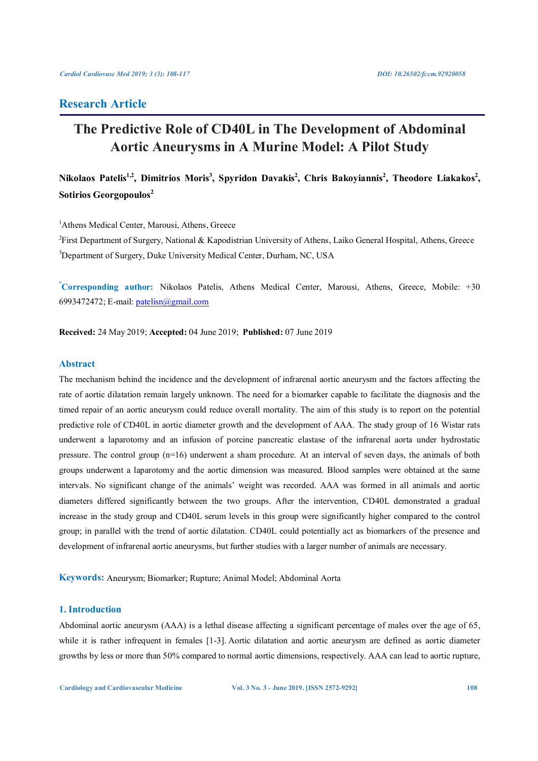Research Article

# The Predictive Role of CD40L in The Development of Abdominal Aortic Aneurysms in A Murine Model: A Pilot Study

**Nikolaos Patelis[1,2], Dimitrios Moris[3], Spyridon Davakis[2], Chris Bakoyiannis[2], Theodore Liakakos[2], Sotirios Georgopoulos[2]**

[1]Athens Medical Center, Marousi, Athens, Greece

[2]First Department of Surgery, National & Kapodistrian University of Athens, Laiko General Hospital, Athens, Greece

[3]Department of Surgery, Duke University Medical Center, Durham, NC, USA

[*]**Corresponding author:** Nikolaos Patelis, Athens Medical Center, Marousi, Athens, Greece, Mobile: +30 6993472472; E-mail: patelisn@gmail.com

**Received:** 24 May 2019; **Accepted:** 04 June 2019; **Published:** 07 June 2019

## Abstract

The mechanism behind the incidence and the development of infrarenal aortic aneurysm and the factors affecting the rate of aortic dilatation remain largely unknown. The need for a biomarker capable to facilitate the diagnosis and the timed repair of an aortic aneurysm could reduce overall mortality. The aim of this study is to report on the potential predictive role of CD40L in aortic diameter growth and the development of AAA. The study group of 16 Wistar rats underwent a laparotomy and an infusion of porcine pancreatic elastase of the infrarenal aorta under hydrostatic pressure. The control group (n=16) underwent a sham procedure. At an interval of seven days, the animals of both groups underwent a laparotomy and the aortic dimension was measured. Blood samples were obtained at the same intervals. No significant change of the animals' weight was recorded. AAA was formed in all animals and aortic diameters differed significantly between the two groups. After the intervention, CD40L demonstrated a gradual increase in the study group and CD40L serum levels in this group were significantly higher compared to the control group; in parallel with the trend of aortic dilatation. CD40L could potentially act as biomarkers of the presence and development of infrarenal aortic aneurysms, but further studies with a larger number of animals are necessary.

**Keywords:** Aneurysm; Biomarker; Rupture; Animal Model; Abdominal Aorta

## 1. Introduction

Abdominal aortic aneurysm (AAA) is a lethal disease affecting a significant percentage of males over the age of 65, while it is rather infrequent in females [1-3]. Aortic dilatation and aortic aneurysm are defined as aortic diameter growths by less or more than 50% compared to normal aortic dimensions, respectively. AAA can lead to aortic rupture,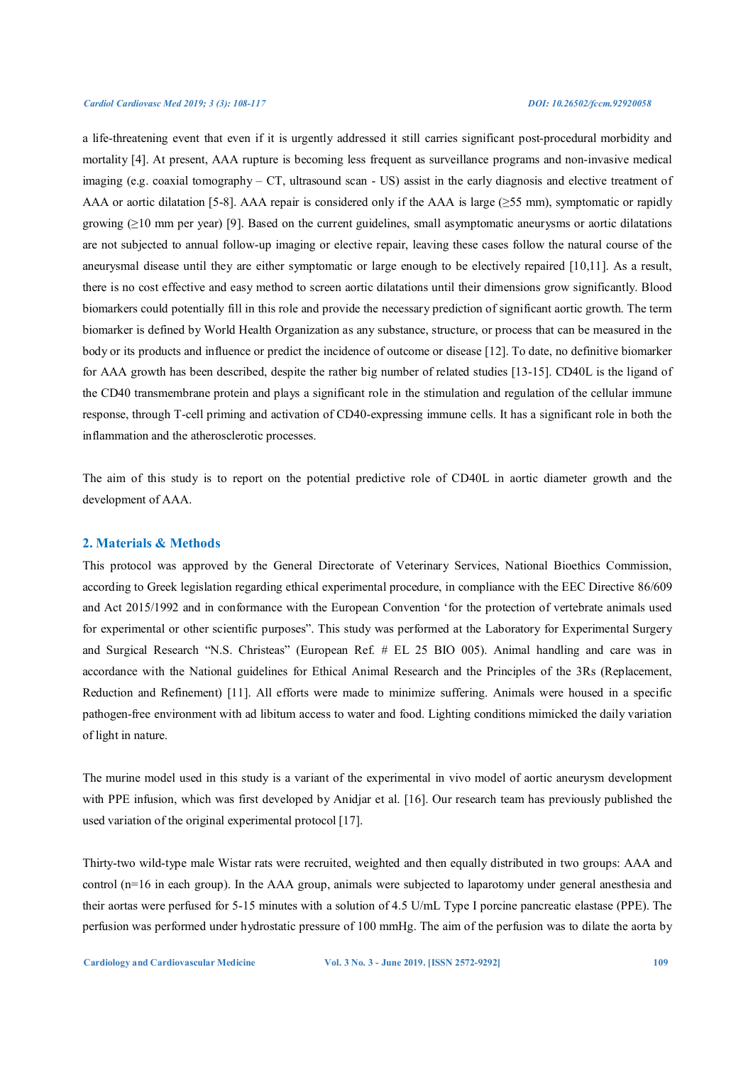a life-threatening event that even if it is urgently addressed it still carries significant post-procedural morbidity and mortality [4]. At present, AAA rupture is becoming less frequent as surveillance programs and non-invasive medical imaging (e.g. coaxial tomography – CT, ultrasound scan - US) assist in the early diagnosis and elective treatment of AAA or aortic dilatation [5-8]. AAA repair is considered only if the AAA is large (≥55 mm), symptomatic or rapidly growing (≥10 mm per year) [9]. Based on the current guidelines, small asymptomatic aneurysms or aortic dilatations are not subjected to annual follow-up imaging or elective repair, leaving these cases follow the natural course of the aneurysmal disease until they are either symptomatic or large enough to be electively repaired [10,11]. As a result, there is no cost effective and easy method to screen aortic dilatations until their dimensions grow significantly. Blood biomarkers could potentially fill in this role and provide the necessary prediction of significant aortic growth. The term biomarker is defined by World Health Organization as any substance, structure, or process that can be measured in the body or its products and influence or predict the incidence of outcome or disease [12]. To date, no definitive biomarker for AAA growth has been described, despite the rather big number of related studies [13-15]. CD40L is the ligand of the CD40 transmembrane protein and plays a significant role in the stimulation and regulation of the cellular immune response, through T-cell priming and activation of CD40-expressing immune cells. It has a significant role in both the inflammation and the atherosclerotic processes.

The aim of this study is to report on the potential predictive role of CD40L in aortic diameter growth and the development of AAA.

## 2. Materials & Methods

This protocol was approved by the General Directorate of Veterinary Services, National Bioethics Commission, according to Greek legislation regarding ethical experimental procedure, in compliance with the EEC Directive 86/609 and Act 2015/1992 and in conformance with the European Convention 'for the protection of vertebrate animals used for experimental or other scientific purposes". This study was performed at the Laboratory for Experimental Surgery and Surgical Research "N.S. Christeas" (European Ref. # EL 25 BIO 005). Animal handling and care was in accordance with the National guidelines for Ethical Animal Research and the Principles of the 3Rs (Replacement, Reduction and Refinement) [11]. All efforts were made to minimize suffering. Animals were housed in a specific pathogen-free environment with ad libitum access to water and food. Lighting conditions mimicked the daily variation of light in nature.

The murine model used in this study is a variant of the experimental in vivo model of aortic aneurysm development with PPE infusion, which was first developed by Anidjar et al. [16]. Our research team has previously published the used variation of the original experimental protocol [17].

Thirty-two wild-type male Wistar rats were recruited, weighted and then equally distributed in two groups: AAA and control (n=16 in each group). In the AAA group, animals were subjected to laparotomy under general anesthesia and their aortas were perfused for 5-15 minutes with a solution of 4.5 U/mL Type I porcine pancreatic elastase (PPE). The perfusion was performed under hydrostatic pressure of 100 mmHg. The aim of the perfusion was to dilate the aorta by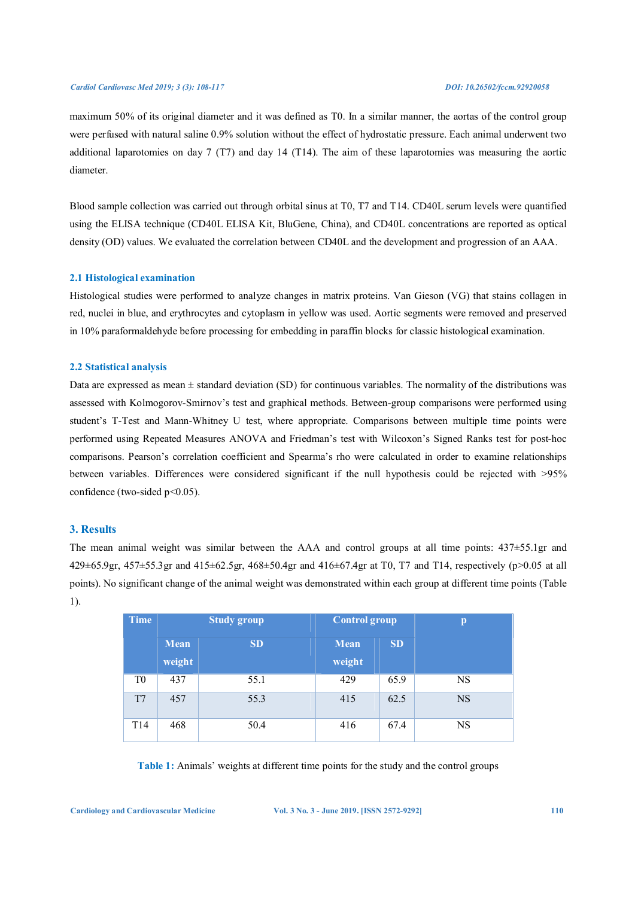maximum 50% of its original diameter and it was defined as T0. In a similar manner, the aortas of the control group were perfused with natural saline 0.9% solution without the effect of hydrostatic pressure. Each animal underwent two additional laparotomies on day 7 (T7) and day 14 (T14). The aim of these laparotomies was measuring the aortic diameter.

Blood sample collection was carried out through orbital sinus at T0, T7 and T14. CD40L serum levels were quantified using the ELISA technique (CD40L ELISA Kit, BluGene, China), and CD40L concentrations are reported as optical density (OD) values. We evaluated the correlation between CD40L and the development and progression of an AAA.

## 2.1 Histological examination

Histological studies were performed to analyze changes in matrix proteins. Van Gieson (VG) that stains collagen in red, nuclei in blue, and erythrocytes and cytoplasm in yellow was used. Aortic segments were removed and preserved in 10% paraformaldehyde before processing for embedding in paraffin blocks for classic histological examination.

## 2.2 Statistical analysis

Data are expressed as mean ± standard deviation (SD) for continuous variables. The normality of the distributions was assessed with Kolmogorov-Smirnov's test and graphical methods. Between-group comparisons were performed using student's T-Test and Mann-Whitney U test, where appropriate. Comparisons between multiple time points were performed using Repeated Measures ANOVA and Friedman's test with Wilcoxon's Signed Ranks test for post-hoc comparisons. Pearson's correlation coefficient and Spearma's rho were calculated in order to examine relationships between variables. Differences were considered significant if the null hypothesis could be rejected with >95% confidence (two-sided $p<0.05$).

# 3. Results

The mean animal weight was similar between the AAA and control groups at all time points: 437±55.1gr and 429±65.9gr, 457±55.3gr and 415±62.5gr, 468±50.4gr and 416±67.4gr at T0, T7 and T14, respectively ($p>0.05$ at all points). No significant change of the animal weight was demonstrated within each group at different time points (Table 1).

| Time | Study group | | Control group | | p |
|---|---|---|---|---|---|
| | Mean weight | SD | Mean weight | SD | |
| T0 | 437 | 55.1 | 429 | 65.9 | NS |
| T7 | 457 | 55.3 | 415 | 62.5 | NS |
| T14 | 468 | 50.4 | 416 | 67.4 | NS |

**Table 1:** Animals' weights at different time points for the study and the control groups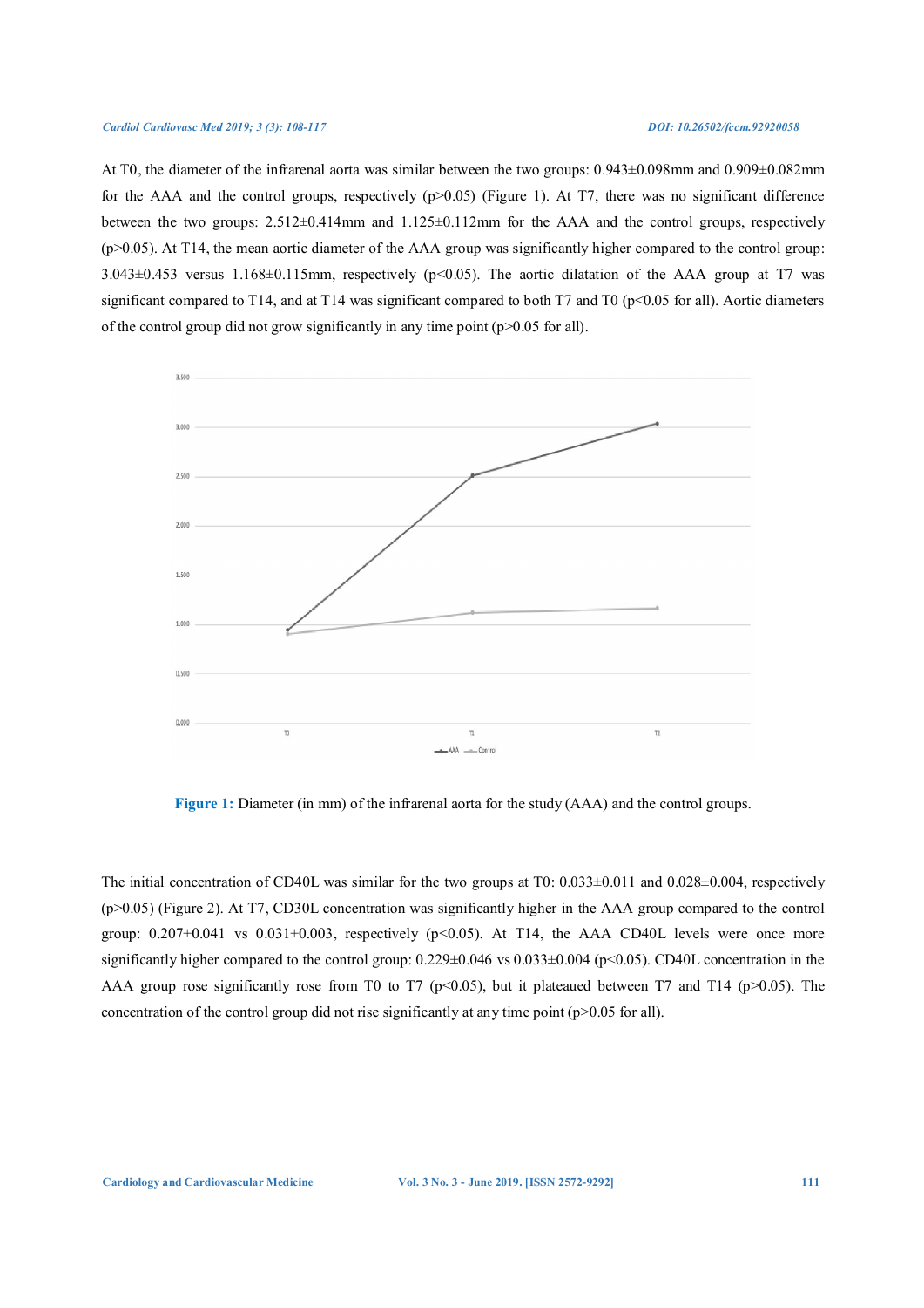At T0, the diameter of the infrarenal aorta was similar between the two groups: 0.943±0.098mm and 0.909±0.082mm for the AAA and the control groups, respectively ($p>0.05$) (Figure 1). At T7, there was no significant difference between the two groups: 2.512±0.414mm and 1.125±0.112mm for the AAA and the control groups, respectively ($p>0.05$). At T14, the mean aortic diameter of the AAA group was significantly higher compared to the control group: 3.043±0.453 versus 1.168±0.115mm, respectively ($p<0.05$). The aortic dilatation of the AAA group at T7 was significant compared to T14, and at T14 was significant compared to both T7 and T0 ($p<0.05$ for all). Aortic diameters of the control group did not grow significantly in any time point ($p>0.05$ for all).

**Figure 1:** Diameter (in mm) of the infrarenal aorta for the study (AAA) and the control groups.

The initial concentration of CD40L was similar for the two groups at T0: 0.033±0.011 and 0.028±0.004, respectively ($p>0.05$) (Figure 2). At T7, CD30L concentration was significantly higher in the AAA group compared to the control group: 0.207±0.041 vs 0.031±0.003, respectively ($p<0.05$). At T14, the AAA CD40L levels were once more significantly higher compared to the control group: 0.229±0.046 vs 0.033±0.004 ($p<0.05$). CD40L concentration in the AAA group rose significantly rose from T0 to T7 ($p<0.05$), but it plateaued between T7 and T14 ($p>0.05$). The concentration of the control group did not rise significantly at any time point ($p>0.05$ for all).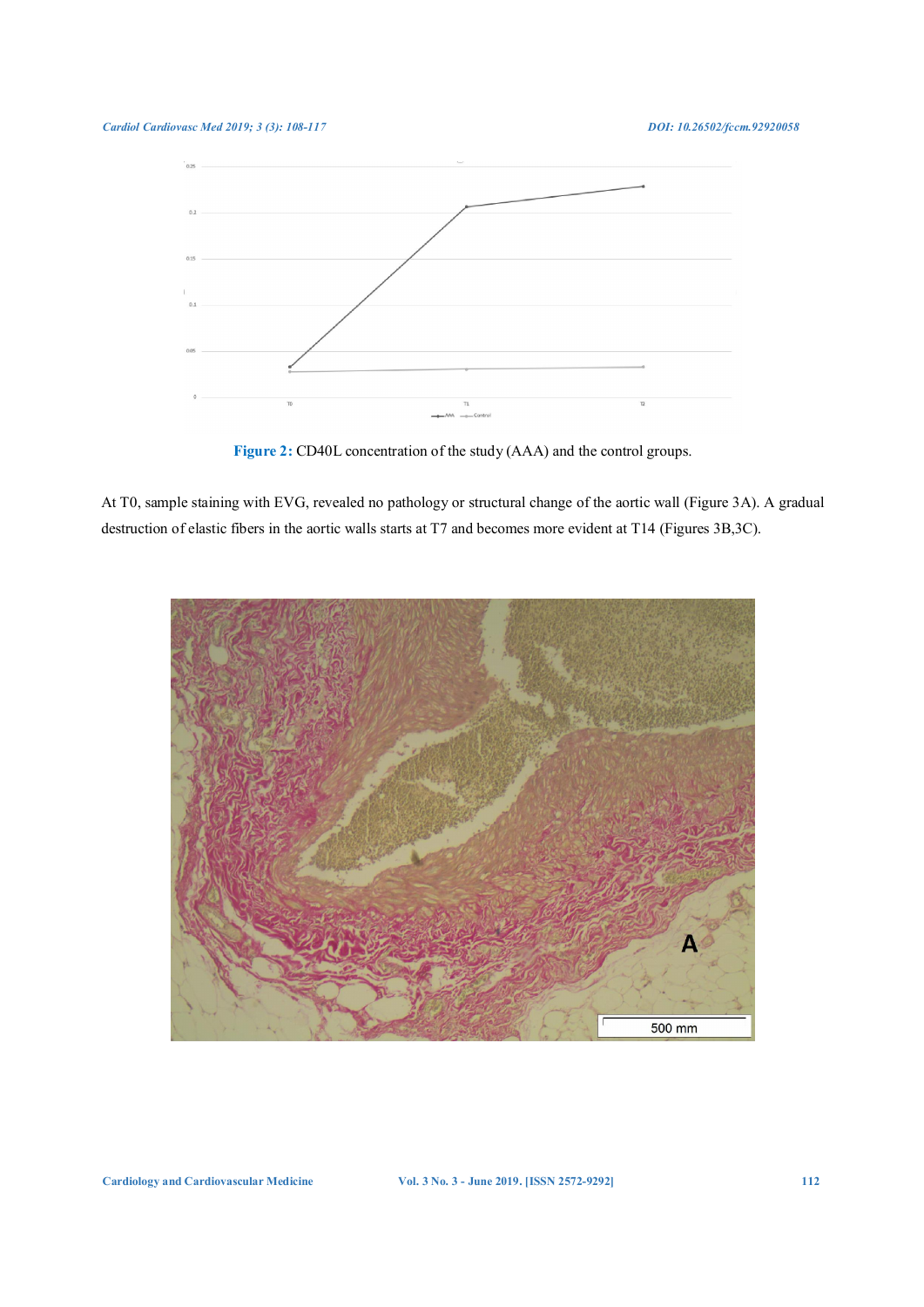Figure 2: CD40L concentration of the study (AAA) and the control groups.

At T0, sample staining with EVG, revealed no pathology or structural change of the aortic wall (Figure 3A). A gradual destruction of elastic fibers in the aortic walls starts at T7 and becomes more evident at T14 (Figures 3B,3C).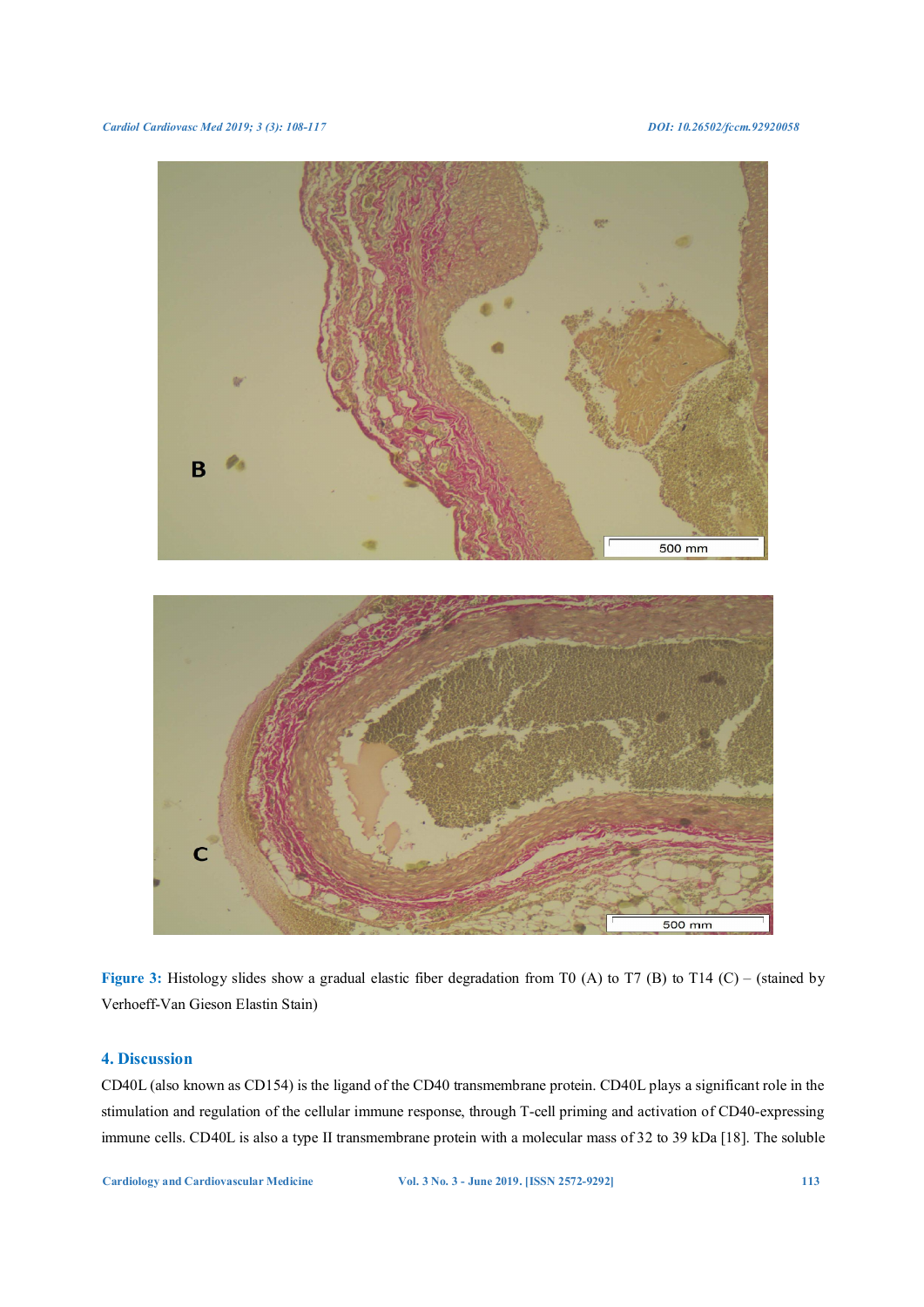**Figure 3:** Histology slides show a gradual elastic fiber degradation from T0 (A) to T7 (B) to T14 (C) – (stained by Verhoeff-Van Gieson Elastin Stain)

## 4. Discussion

CD40L (also known as CD154) is the ligand of the CD40 transmembrane protein. CD40L plays a significant role in the stimulation and regulation of the cellular immune response, through T-cell priming and activation of CD40-expressing immune cells. CD40L is also a type II transmembrane protein with a molecular mass of 32 to 39 kDa [18]. The soluble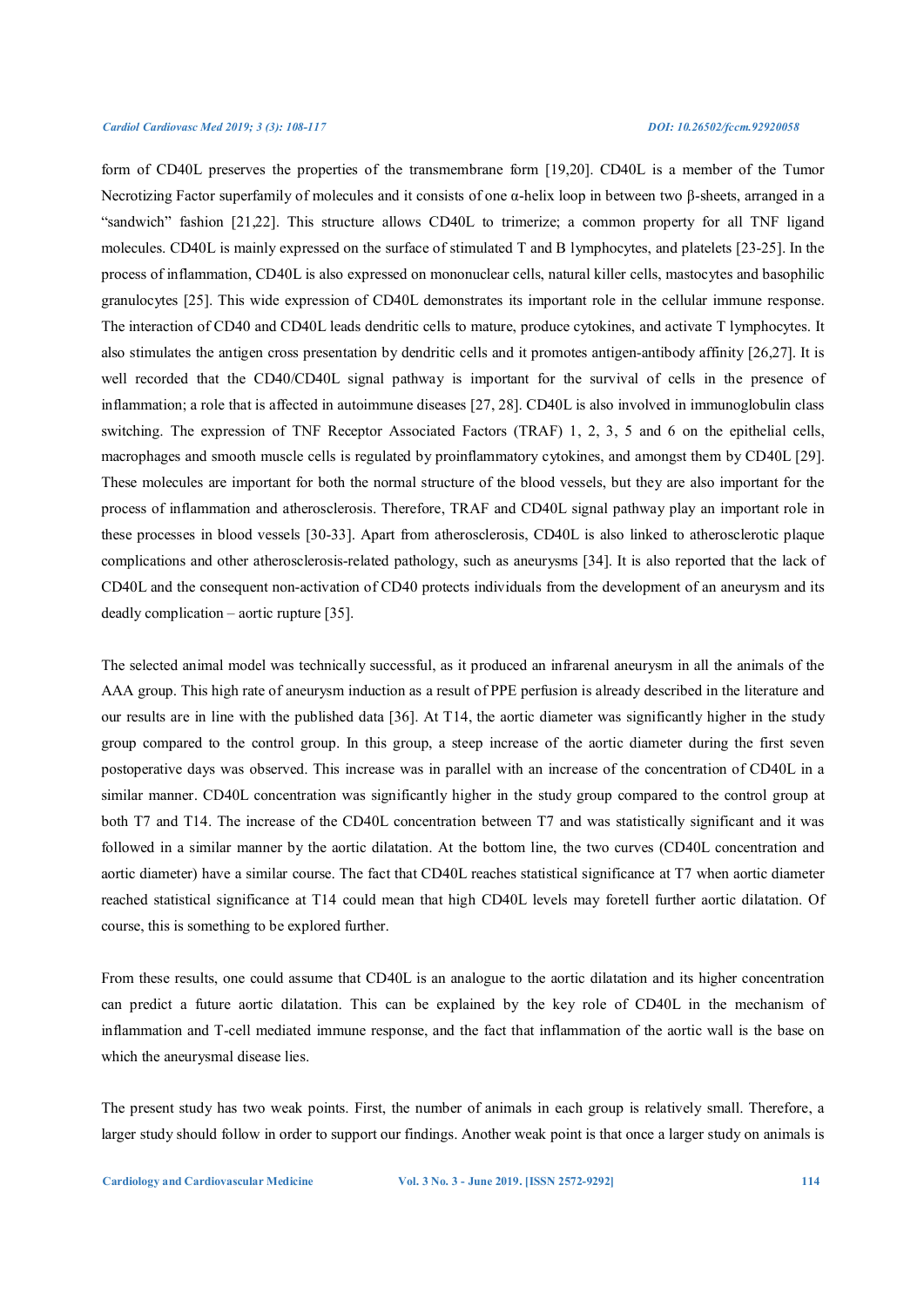form of CD40L preserves the properties of the transmembrane form [19,20]. CD40L is a member of the Tumor Necrotizing Factor superfamily of molecules and it consists of one α-helix loop in between two β-sheets, arranged in a "sandwich" fashion [21,22]. This structure allows CD40L to trimerize; a common property for all TNF ligand molecules. CD40L is mainly expressed on the surface of stimulated T and B lymphocytes, and platelets [23-25]. In the process of inflammation, CD40L is also expressed on mononuclear cells, natural killer cells, mastocytes and basophilic granulocytes [25]. This wide expression of CD40L demonstrates its important role in the cellular immune response. The interaction of CD40 and CD40L leads dendritic cells to mature, produce cytokines, and activate T lymphocytes. It also stimulates the antigen cross presentation by dendritic cells and it promotes antigen-antibody affinity [26,27]. It is well recorded that the CD40/CD40L signal pathway is important for the survival of cells in the presence of inflammation; a role that is affected in autoimmune diseases [27, 28]. CD40L is also involved in immunoglobulin class switching. The expression of TNF Receptor Associated Factors (TRAF) 1, 2, 3, 5 and 6 on the epithelial cells, macrophages and smooth muscle cells is regulated by proinflammatory cytokines, and amongst them by CD40L [29]. These molecules are important for both the normal structure of the blood vessels, but they are also important for the process of inflammation and atherosclerosis. Therefore, TRAF and CD40L signal pathway play an important role in these processes in blood vessels [30-33]. Apart from atherosclerosis, CD40L is also linked to atherosclerotic plaque complications and other atherosclerosis-related pathology, such as aneurysms [34]. It is also reported that the lack of CD40L and the consequent non-activation of CD40 protects individuals from the development of an aneurysm and its deadly complication – aortic rupture [35].

The selected animal model was technically successful, as it produced an infrarenal aneurysm in all the animals of the AAA group. This high rate of aneurysm induction as a result of PPE perfusion is already described in the literature and our results are in line with the published data [36]. At T14, the aortic diameter was significantly higher in the study group compared to the control group. In this group, a steep increase of the aortic diameter during the first seven postoperative days was observed. This increase was in parallel with an increase of the concentration of CD40L in a similar manner. CD40L concentration was significantly higher in the study group compared to the control group at both T7 and T14. The increase of the CD40L concentration between T7 and was statistically significant and it was followed in a similar manner by the aortic dilatation. At the bottom line, the two curves (CD40L concentration and aortic diameter) have a similar course. The fact that CD40L reaches statistical significance at T7 when aortic diameter reached statistical significance at T14 could mean that high CD40L levels may foretell further aortic dilatation. Of course, this is something to be explored further.

From these results, one could assume that CD40L is an analogue to the aortic dilatation and its higher concentration can predict a future aortic dilatation. This can be explained by the key role of CD40L in the mechanism of inflammation and T-cell mediated immune response, and the fact that inflammation of the aortic wall is the base on which the aneurysmal disease lies.

The present study has two weak points. First, the number of animals in each group is relatively small. Therefore, a larger study should follow in order to support our findings. Another weak point is that once a larger study on animals is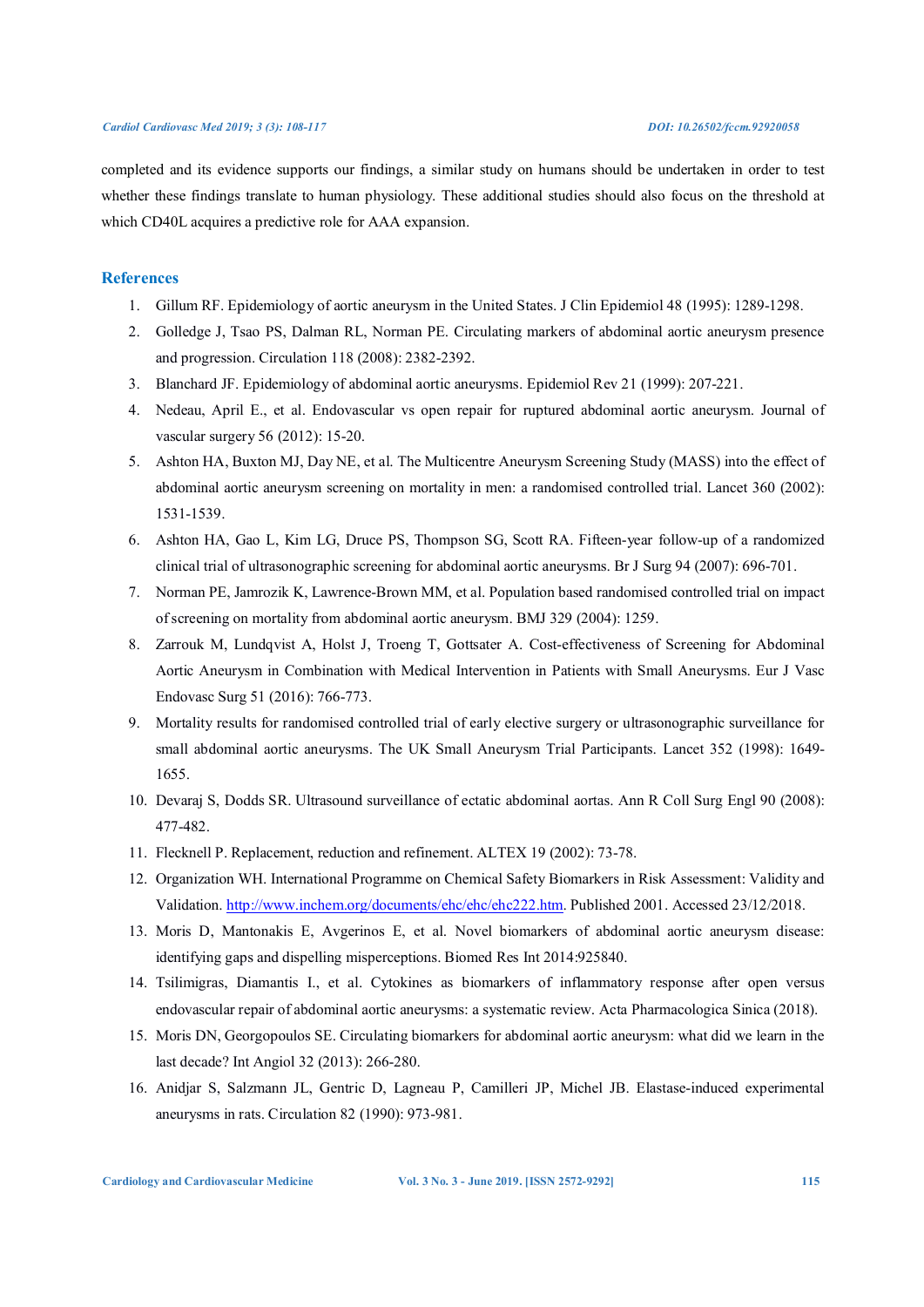completed and its evidence supports our findings, a similar study on humans should be undertaken in order to test whether these findings translate to human physiology. These additional studies should also focus on the threshold at which CD40L acquires a predictive role for AAA expansion.

## References

1. Gillum RF. Epidemiology of aortic aneurysm in the United States. J Clin Epidemiol 48 (1995): 1289-1298.
2. Golledge J, Tsao PS, Dalman RL, Norman PE. Circulating markers of abdominal aortic aneurysm presence and progression. Circulation 118 (2008): 2382-2392.
3. Blanchard JF. Epidemiology of abdominal aortic aneurysms. Epidemiol Rev 21 (1999): 207-221.
4. Nedeau, April E., et al. Endovascular vs open repair for ruptured abdominal aortic aneurysm. Journal of vascular surgery 56 (2012): 15-20.
5. Ashton HA, Buxton MJ, Day NE, et al. The Multicentre Aneurysm Screening Study (MASS) into the effect of abdominal aortic aneurysm screening on mortality in men: a randomised controlled trial. Lancet 360 (2002): 1531-1539.
6. Ashton HA, Gao L, Kim LG, Druce PS, Thompson SG, Scott RA. Fifteen-year follow-up of a randomized clinical trial of ultrasonographic screening for abdominal aortic aneurysms. Br J Surg 94 (2007): 696-701.
7. Norman PE, Jamrozik K, Lawrence-Brown MM, et al. Population based randomised controlled trial on impact of screening on mortality from abdominal aortic aneurysm. BMJ 329 (2004): 1259.
8. Zarrouk M, Lundqvist A, Holst J, Troeng T, Gottsater A. Cost-effectiveness of Screening for Abdominal Aortic Aneurysm in Combination with Medical Intervention in Patients with Small Aneurysms. Eur J Vasc Endovasc Surg 51 (2016): 766-773.
9. Mortality results for randomised controlled trial of early elective surgery or ultrasonographic surveillance for small abdominal aortic aneurysms. The UK Small Aneurysm Trial Participants. Lancet 352 (1998): 1649-1655.
10. Devaraj S, Dodds SR. Ultrasound surveillance of ectatic abdominal aortas. Ann R Coll Surg Engl 90 (2008): 477-482.
11. Flecknell P. Replacement, reduction and refinement. ALTEX 19 (2002): 73-78.
12. Organization WH. International Programme on Chemical Safety Biomarkers in Risk Assessment: Validity and Validation. http://www.inchem.org/documents/ehc/ehc/ehc222.htm. Published 2001. Accessed 23/12/2018.
13. Moris D, Mantonakis E, Avgerinos E, et al. Novel biomarkers of abdominal aortic aneurysm disease: identifying gaps and dispelling misperceptions. Biomed Res Int 2014:925840.
14. Tsilimigras, Diamantis I., et al. Cytokines as biomarkers of inflammatory response after open versus endovascular repair of abdominal aortic aneurysms: a systematic review. Acta Pharmacologica Sinica (2018).
15. Moris DN, Georgopoulos SE. Circulating biomarkers for abdominal aortic aneurysm: what did we learn in the last decade? Int Angiol 32 (2013): 266-280.
16. Anidjar S, Salzmann JL, Gentric D, Lagneau P, Camilleri JP, Michel JB. Elastase-induced experimental aneurysms in rats. Circulation 82 (1990): 973-981.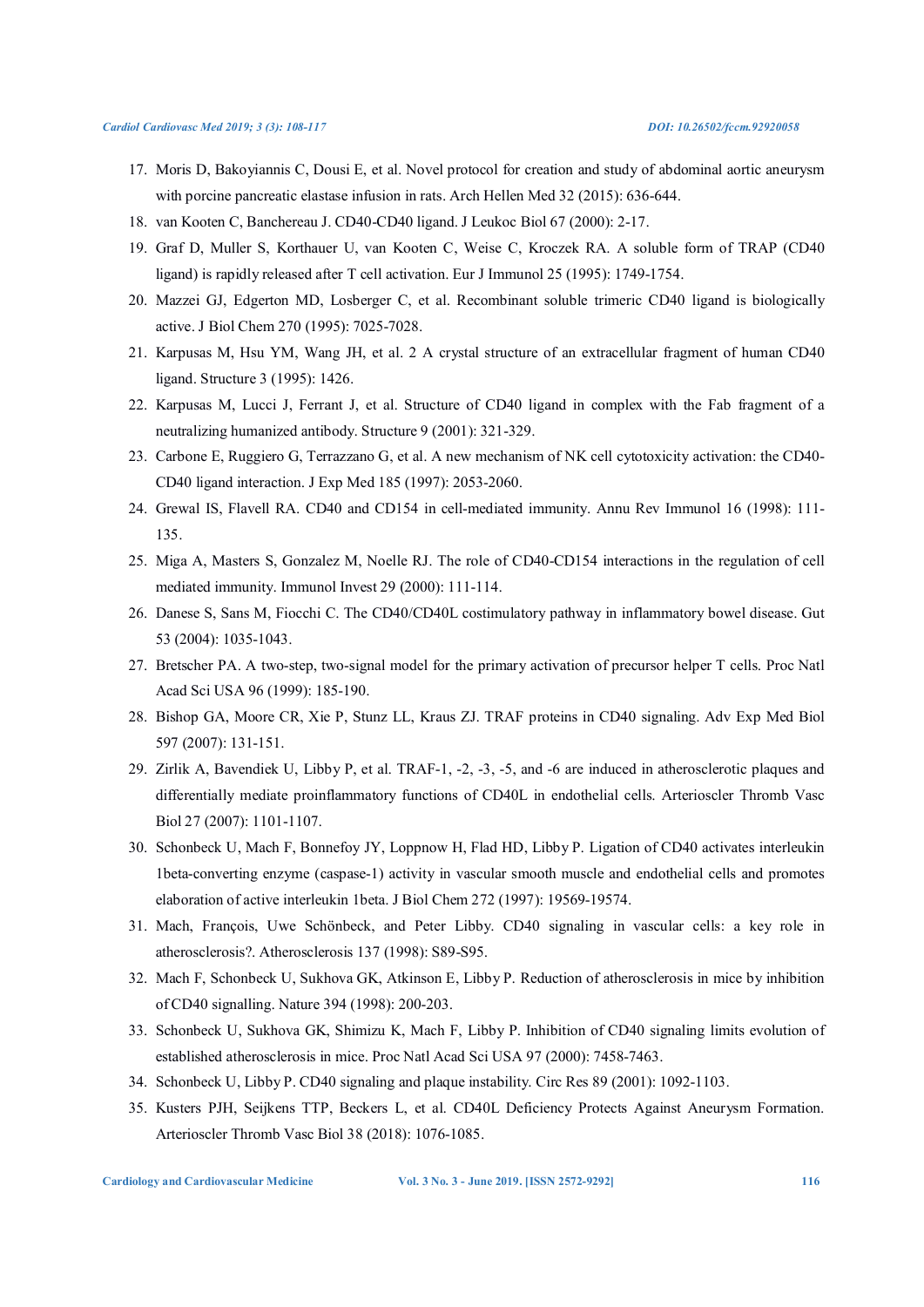17. Moris D, Bakoyiannis C, Dousi E, et al. Novel protocol for creation and study of abdominal aortic aneurysm with porcine pancreatic elastase infusion in rats. Arch Hellen Med 32 (2015): 636-644.
18. van Kooten C, Banchereau J. CD40-CD40 ligand. J Leukoc Biol 67 (2000): 2-17.
19. Graf D, Muller S, Korthauer U, van Kooten C, Weise C, Kroczek RA. A soluble form of TRAP (CD40 ligand) is rapidly released after T cell activation. Eur J Immunol 25 (1995): 1749-1754.
20. Mazzei GJ, Edgerton MD, Losberger C, et al. Recombinant soluble trimeric CD40 ligand is biologically active. J Biol Chem 270 (1995): 7025-7028.
21. Karpusas M, Hsu YM, Wang JH, et al. 2 A crystal structure of an extracellular fragment of human CD40 ligand. Structure 3 (1995): 1426.
22. Karpusas M, Lucci J, Ferrant J, et al. Structure of CD40 ligand in complex with the Fab fragment of a neutralizing humanized antibody. Structure 9 (2001): 321-329.
23. Carbone E, Ruggiero G, Terrazzano G, et al. A new mechanism of NK cell cytotoxicity activation: the CD40-CD40 ligand interaction. J Exp Med 185 (1997): 2053-2060.
24. Grewal IS, Flavell RA. CD40 and CD154 in cell-mediated immunity. Annu Rev Immunol 16 (1998): 111-135.
25. Miga A, Masters S, Gonzalez M, Noelle RJ. The role of CD40-CD154 interactions in the regulation of cell mediated immunity. Immunol Invest 29 (2000): 111-114.
26. Danese S, Sans M, Fiocchi C. The CD40/CD40L costimulatory pathway in inflammatory bowel disease. Gut 53 (2004): 1035-1043.
27. Bretscher PA. A two-step, two-signal model for the primary activation of precursor helper T cells. Proc Natl Acad Sci USA 96 (1999): 185-190.
28. Bishop GA, Moore CR, Xie P, Stunz LL, Kraus ZJ. TRAF proteins in CD40 signaling. Adv Exp Med Biol 597 (2007): 131-151.
29. Zirlik A, Bavendiek U, Libby P, et al. TRAF-1, -2, -3, -5, and -6 are induced in atherosclerotic plaques and differentially mediate proinflammatory functions of CD40L in endothelial cells. Arterioscler Thromb Vasc Biol 27 (2007): 1101-1107.
30. Schonbeck U, Mach F, Bonnefoy JY, Loppnow H, Flad HD, Libby P. Ligation of CD40 activates interleukin 1beta-converting enzyme (caspase-1) activity in vascular smooth muscle and endothelial cells and promotes elaboration of active interleukin 1beta. J Biol Chem 272 (1997): 19569-19574.
31. Mach, François, Uwe Schönbeck, and Peter Libby. CD40 signaling in vascular cells: a key role in atherosclerosis?. Atherosclerosis 137 (1998): S89-S95.
32. Mach F, Schonbeck U, Sukhova GK, Atkinson E, Libby P. Reduction of atherosclerosis in mice by inhibition of CD40 signalling. Nature 394 (1998): 200-203.
33. Schonbeck U, Sukhova GK, Shimizu K, Mach F, Libby P. Inhibition of CD40 signaling limits evolution of established atherosclerosis in mice. Proc Natl Acad Sci USA 97 (2000): 7458-7463.
34. Schonbeck U, Libby P. CD40 signaling and plaque instability. Circ Res 89 (2001): 1092-1103.
35. Kusters PJH, Seijkens TTP, Beckers L, et al. CD40L Deficiency Protects Against Aneurysm Formation. Arterioscler Thromb Vasc Biol 38 (2018): 1076-1085.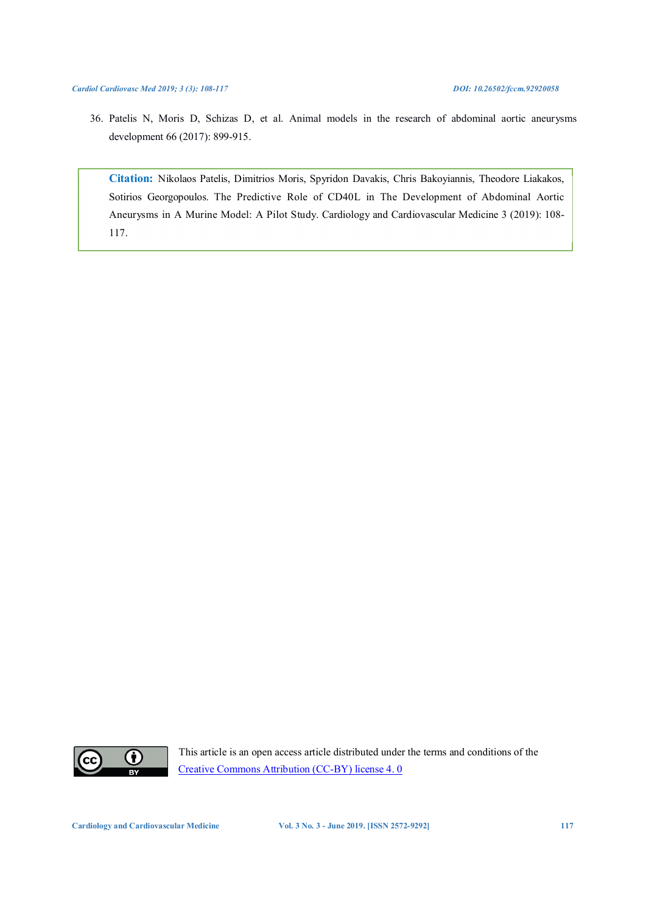36. Patelis N, Moris D, Schizas D, et al. Animal models in the research of abdominal aortic aneurysms development 66 (2017): 899-915.

**Citation:** Nikolaos Patelis, Dimitrios Moris, Spyridon Davakis, Chris Bakoyiannis, Theodore Liakakos, Sotirios Georgopoulos. The Predictive Role of CD40L in The Development of Abdominal Aortic Aneurysms in A Murine Model: A Pilot Study. Cardiology and Cardiovascular Medicine 3 (2019): 108-117.

This article is an open access article distributed under the terms and conditions of the Creative Commons Attribution (CC-BY) license 4. 0